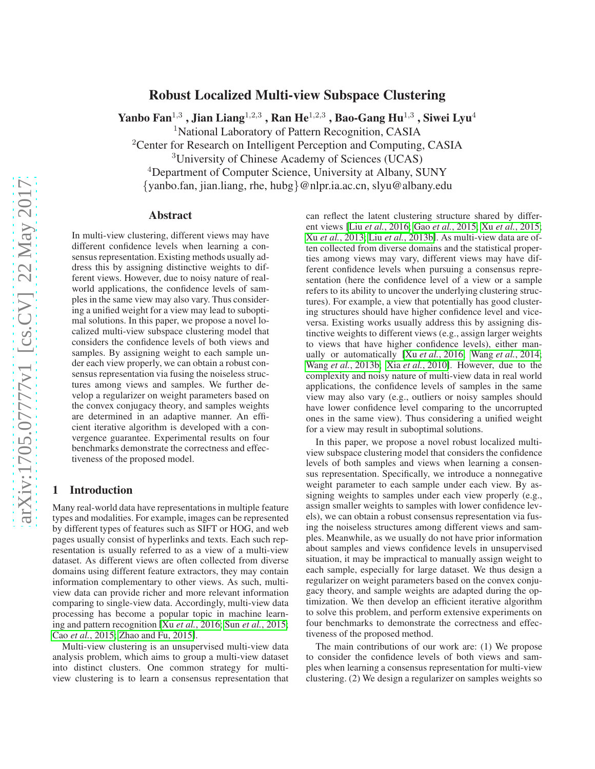# Robust Localized Multi-view Subspace Clustering

**Yanbo Fan[1,3], Jian Liang[1,2,3], Ran He[1,2,3], Bao-Gang Hu[1,3], Siwei Lyu[4]**

[1]National Laboratory of Pattern Recognition, CASIA
[2]Center for Research on Intelligent Perception and Computing, CASIA
[3]University of Chinese Academy of Sciences (UCAS)
[4]Department of Computer Science, University at Albany, SUNY
{yanbo.fan, jian.liang, rhe, hubg}@nlpr.ia.ac.cn, slyu@albany.edu

## Abstract

In multi-view clustering, different views may have different confidence levels when learning a consensus representation. Existing methods usually address this by assigning distinctive weights to different views. However, due to noisy nature of real-world applications, the confidence levels of samples in the same view may also vary. Thus considering a unified weight for a view may lead to suboptimal solutions. In this paper, we propose a novel localized multi-view subspace clustering model that considers the confidence levels of both views and samples. By assigning weight to each sample under each view properly, we can obtain a robust consensus representation via fusing the noiseless structures among views and samples. We further develop a regularizer on weight parameters based on the convex conjugacy theory, and samples weights are determined in an adaptive manner. An efficient iterative algorithm is developed with a convergence guarantee. Experimental results on four benchmarks demonstrate the correctness and effectiveness of the proposed model.

## 1 Introduction

Many real-world data have representations in multiple feature types and modalities. For example, images can be represented by different types of features such as SIFT or HOG, and web pages usually consist of hyperlinks and texts. Each such representation is usually referred to as a view of a multi-view dataset. As different views are often collected from diverse domains using different feature extractors, they may contain information complementary to other views. As such, multi-view data can provide richer and more relevant information comparing to single-view data. Accordingly, multi-view data processing has become a popular topic in machine learning and pattern recognition [Xu *et al.*, 2016; Sun *et al.*, 2015; Cao *et al.*, 2015; Zhao and Fu, 2015].

Multi-view clustering is an unsupervised multi-view data analysis problem, which aims to group a multi-view dataset into distinct clusters. One common strategy for multi-view clustering is to learn a consensus representation that can reflect the latent clustering structure shared by different views [Liu *et al.*, 2016; Gao *et al.*, 2015; Xu *et al.*, 2015; Xu *et al.*, 2013; Liu *et al.*, 2013b]. As multi-view data are often collected from diverse domains and the statistical properties among views may vary, different views may have different confidence levels when pursuing a consensus representation (here the confidence level of a view or a sample refers to its ability to uncover the underlying clustering structures). For example, a view that potentially has good clustering structures should have higher confidence level and vice-versa. Existing works usually address this by assigning distinctive weights to different views (e.g., assign larger weights to views that have higher confidence levels), either manually or automatically [Xu *et al.*, 2016; Wang *et al.*, 2014; Wang *et al.*, 2013b; Xia *et al.*, 2010]. However, due to the complexity and noisy nature of multi-view data in real world applications, the confidence levels of samples in the same view may also vary (e.g., outliers or noisy samples should have lower confidence level comparing to the uncorrupted ones in the same view). Thus considering a unified weight for a view may result in suboptimal solutions.

In this paper, we propose a novel robust localized multi-view subspace clustering model that considers the confidence levels of both samples and views when learning a consensus representation. Specifically, we introduce a nonnegative weight parameter to each sample under each view. By assigning weights to samples under each view properly (e.g., assign smaller weights to samples with lower confidence levels), we can obtain a robust consensus representation via fusing the noiseless structures among different views and samples. Meanwhile, as we usually do not have prior information about samples and views confidence levels in unsupervised situation, it may be impractical to manually assign weight to each sample, especially for large dataset. We thus design a regularizer on weight parameters based on the convex conjugacy theory, and sample weights are adapted during the optimization. We then develop an efficient iterative algorithm to solve this problem, and perform extensive experiments on four benchmarks to demonstrate the correctness and effectiveness of the proposed method.

The main contributions of our work are: (1) We propose to consider the confidence levels of both views and samples when learning a consensus representation for multi-view clustering. (2) We design a regularizer on samples weights so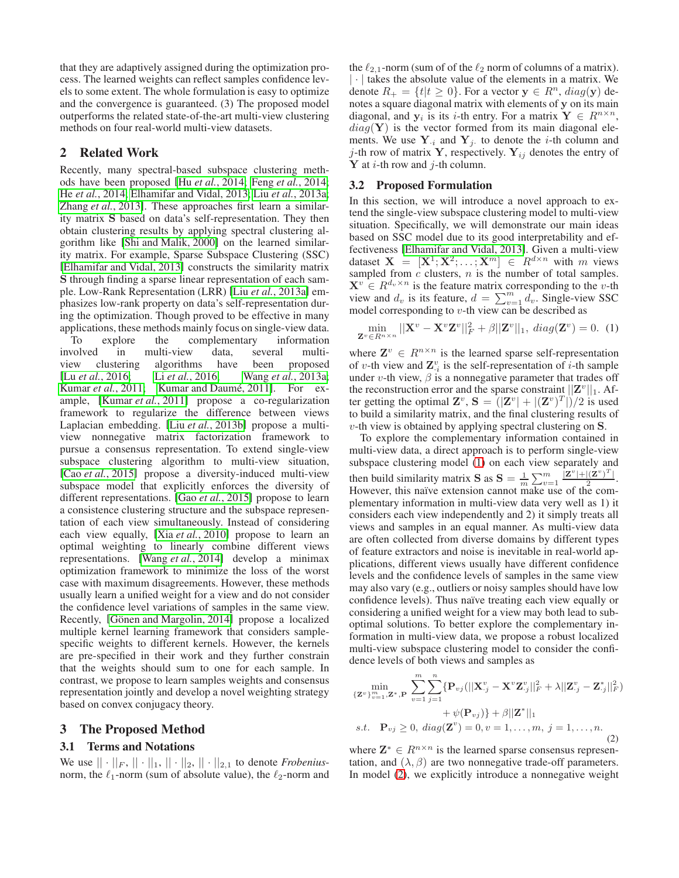that they are adaptively assigned during the optimization process. The learned weights can reflect samples confidence levels to some extent. The whole formulation is easy to optimize and the convergence is guaranteed. (3) The proposed model outperforms the related state-of-the-art multi-view clustering methods on four real-world multi-view datasets.

## 2 Related Work

Recently, many spectral-based subspace clustering methods have been proposed [Hu *et al.*, 2014; Feng *et al.*, 2014; He *et al.*, 2014; Elhamifar and Vidal, 2013; Liu *et al.*, 2013a; Zhang *et al.*, 2013]. These approaches first learn a similarity matrix $\mathbf{S}$ based on data's self-representation. They then obtain clustering results by applying spectral clustering algorithm like [Shi and Malik, 2000] on the learned similarity matrix. For example, Sparse Subspace Clustering (SSC) [Elhamifar and Vidal, 2013] constructs the similarity matrix $\mathbf{S}$ through finding a sparse linear representation of each sample. Low-Rank Representation (LRR) [Liu *et al.*, 2013a] emphasizes low-rank property on data's self-representation during the optimization. Though proved to be effective in many applications, these methods mainly focus on single-view data.

To explore the complementary information involved in multi-view data, several multi-view clustering algorithms have been proposed [Lu *et al.*, 2016; Li *et al.*, 2016; Wang *et al.*, 2013a; Kumar *et al.*, 2011; Kumar and Daumé, 2011]. For example, [Kumar *et al.*, 2011] propose a co-regularization framework to regularize the difference between views Laplacian embedding. [Liu *et al.*, 2013b] propose a multi-view nonnegative matrix factorization framework to pursue a consensus representation. To extend single-view subspace clustering algorithm to multi-view situation, [Cao *et al.*, 2015] propose a diversity-induced multi-view subspace model that explicitly enforces the diversity of different representations. [Gao *et al.*, 2015] propose to learn a consistence clustering structure and the subspace representation of each view simultaneously. Instead of considering each view equally, [Xia *et al.*, 2010] propose to learn an optimal weighting to linearly combine different views representations. [Wang *et al.*, 2014] develop a minimax optimization framework to minimize the loss of the worst case with maximum disagreements. However, these methods usually learn a unified weight for a view and do not consider the confidence level variations of samples in the same view. Recently, [Gönen and Margolin, 2014] propose a localized multiple kernel learning framework that considers sample-specific weights to different kernels. However, the kernels are pre-specified in their work and they further constrain that the weights should sum to one for each sample. In contrast, we propose to learn samples weights and consensus representation jointly and develop a novel weighting strategy based on convex conjugacy theory.

## 3 The Proposed Method

### 3.1 Terms and Notations

We use $||\cdot||_F$, $||\cdot||_1$, $||\cdot||_2$, $||\cdot||_{2,1}$ to denote *Frobenius*-norm, the $\ell_1$-norm (sum of absolute value), the $\ell_2$-norm and the $\ell_{2,1}$-norm (sum of of the $\ell_2$ norm of columns of a matrix). $|\cdot|$ takes the absolute value of the elements in a matrix. We denote $R_+ = \{t|t \geq 0\}$. For a vector $\mathbf{y} \in R^n$, $diag(\mathbf{y})$ denotes a square diagonal matrix with elements of $\mathbf{y}$ on its main diagonal, and $\mathbf{y}_i$ is its $i$-th entry. For a matrix $\mathbf{Y} \in R^{n\times n}$, $diag(\mathbf{Y})$ is the vector formed from its main diagonal elements. We use $\mathbf{Y}_{\cdot i}$ and $\mathbf{Y}_{j\cdot}$ to denote the $i$-th column and $j$-th row of matrix $\mathbf{Y}$, respectively. $\mathbf{Y}_{ij}$ denotes the entry of $\mathbf{Y}$ at $i$-th row and $j$-th column.

### 3.2 Proposed Formulation

In this section, we will introduce a novel approach to extend the single-view subspace clustering model to multi-view situation. Specifically, we will demonstrate our main ideas based on SSC model due to its good interpretability and effectiveness [Elhamifar and Vidal, 2013]. Given a multi-view dataset $\mathbf{X} = [\mathbf{X}^1; \mathbf{X}^2; \ldots; \mathbf{X}^m] \in R^{d\times n}$ with $m$ views sampled from $c$ clusters, $n$ is the number of total samples. $\mathbf{X}^v \in R^{d_v\times n}$ is the feature matrix corresponding to the $v$-th view and $d_v$ is its feature, $d = \sum_{v=1}^m d_v$. Single-view SSC model corresponding to $v$-th view can be described as

$$\min_{\mathbf{Z}^v \in R^{n\times n}} ||\mathbf{X}^v - \mathbf{X}^v\mathbf{Z}^v||_F^2 + \beta||\mathbf{Z}^v||_1,\ diag(\mathbf{Z}^v) = 0. \quad (1)$$

where $\mathbf{Z}^v \in R^{n\times n}$ is the learned sparse self-representation of $v$-th view and $\mathbf{Z}^v_{\cdot i}$ is the self-representation of $i$-th sample under $v$-th view, $\beta$ is a nonnegative parameter that trades off the reconstruction error and the sparse constraint $||\mathbf{Z}^v||_1$. After getting the optimal $\mathbf{Z}^v$, $\mathbf{S} = (|\mathbf{Z}^v| + |(\mathbf{Z}^v)^T|)/2$ is used to build a similarity matrix, and the final clustering results of $v$-th view is obtained by applying spectral clustering on $\mathbf{S}$.

To explore the complementary information contained in multi-view data, a direct approach is to perform single-view subspace clustering model (1) on each view separately and then build similarity matrix $\mathbf{S}$ as $\mathbf{S} = \frac{1}{m}\sum_{v=1}^m \frac{|\mathbf{Z}^v| + |(\mathbf{Z}^v)^T|}{2}$. However, this naïve extension cannot make use of the complementary information in multi-view data very well as 1) it considers each view independently and 2) it simply treats all views and samples in an equal manner. As multi-view data are often collected from diverse domains by different types of feature extractors and noise is inevitable in real-world applications, different views usually have different confidence levels and the confidence levels of samples in the same view may also vary (e.g., outliers or noisy samples should have low confidence levels). Thus naïve treating each view equally or considering a unified weight for a view may both lead to sub-optimal solutions. To better explore the complementary information in multi-view data, we propose a robust localized multi-view subspace clustering model to consider the confidence levels of both views and samples as

$$\begin{aligned}
\min_{\{\mathbf{Z}^v\}_{v=1}^m, \mathbf{Z}^*, \mathbf{P}} & \sum_{v=1}^m \sum_{j=1}^n \{\mathbf{P}_{vj}(||\mathbf{X}^v_{\cdot j} - \mathbf{X}^v\mathbf{Z}^v_{\cdot j}||_F^2 + \lambda||\mathbf{Z}^v_{\cdot j} - \mathbf{Z}^*_{\cdot j}||_F^2) \\
& + \psi(\mathbf{P}_{vj})\} + \beta||\mathbf{Z}^*||_1 \\
s.t.\quad & \mathbf{P}_{vj} \geq 0,\ diag(\mathbf{Z}^v) = 0, v = 1,\ldots,m,\ j = 1,\ldots,n.
\end{aligned} \quad (2)$$

where $\mathbf{Z}^* \in R^{n\times n}$ is the learned sparse consensus representation, and $(\lambda, \beta)$ are two nonnegative trade-off parameters. In model (2), we explicitly introduce a nonnegative weight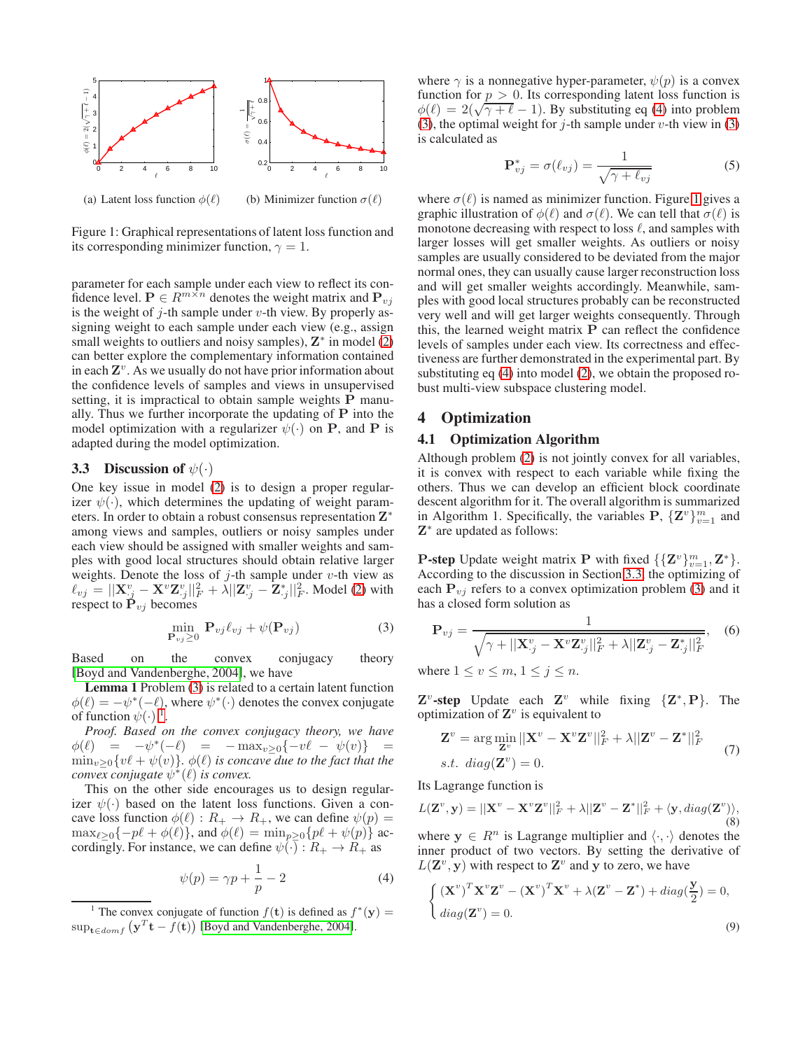(a) Latent loss function $\phi(\ell)$ (b) Minimizer function $\sigma(\ell)$

Figure 1: Graphical representations of latent loss function and its corresponding minimizer function, $\gamma = 1$.

parameter for each sample under each view to reflect its confidence level. $\mathbf{P} \in R^{m \times n}$ denotes the weight matrix and $\mathbf{P}_{vj}$ is the weight of $j$-th sample under $v$-th view. By properly assigning weight to each sample under each view (e.g., assign small weights to outliers and noisy samples), $\mathbf{Z}^*$ in model (2) can better explore the complementary information contained in each $\mathbf{Z}^v$. As we usually do not have prior information about the confidence levels of samples and views in unsupervised setting, it is impractical to obtain sample weights $\mathbf{P}$ manually. Thus we further incorporate the updating of $\mathbf{P}$ into the model optimization with a regularizer $\psi(\cdot)$ on $\mathbf{P}$, and $\mathbf{P}$ is adapted during the model optimization.

### 3.3 Discussion of $\psi(\cdot)$

One key issue in model (2) is to design a proper regularizer $\psi(\cdot)$, which determines the updating of weight parameters. In order to obtain a robust consensus representation $\mathbf{Z}^*$ among views and samples, outliers or noisy samples under each view should be assigned with smaller weights and samples with good local structures should obtain relative larger weights. Denote the loss of $j$-th sample under $v$-th view as $\ell_{vj} = ||\mathbf{X}^v_{\cdot j} - \mathbf{X}^v\mathbf{Z}^v_{\cdot j}||_F^2 + \lambda||\mathbf{Z}^v_{\cdot j} - \mathbf{Z}^*_{\cdot j}||_F^2$. Model (2) with respect to $\mathbf{P}_{vj}$ becomes

$$\min_{\mathbf{P}_{vj} \geq 0} \mathbf{P}_{vj}\ell_{vj} + \psi(\mathbf{P}_{vj}) \tag{3}$$

Based on the convex conjugacy theory [Boyd and Vandenberghe, 2004], we have

**Lemma 1** Problem (3) is related to a certain latent function $\phi(\ell) = -\psi^*(-\ell)$, where $\psi^*(\cdot)$ denotes the convex conjugate of function $\psi(\cdot)$ [1].

*Proof. Based on the convex conjugacy theory, we have* $\phi(\ell) = -\psi^*(-\ell) = -\max_{v \geq 0}\{-v\ell - \psi(v)\} = \min_{v\geq 0}\{v\ell + \psi(v)\}$. *$\phi(\ell)$ is concave due to the fact that the convex conjugate $\psi^*(\ell)$ is convex.*

This on the other side encourages us to design regularizer $\psi(\cdot)$ based on the latent loss functions. Given a concave loss function $\phi(\ell) : R_+ \to R_+$, we can define $\psi(p) = \max_{\ell \geq 0}\{-p\ell + \phi(\ell)\}$, and $\phi(\ell) = \min_{p \geq 0}\{p\ell + \psi(p)\}$ accordingly. For instance, we can define $\psi(\cdot) : R_+ \to R_+$ as

$$\psi(p) = \gamma p + \frac{1}{p} - 2 \tag{4}$$

[1] The convex conjugate of function $f(\mathbf{t})$ is defined as $f^*(\mathbf{y}) = \sup_{\mathbf{t} \in dom f}(\mathbf{y}^T\mathbf{t} - f(\mathbf{t}))$ [Boyd and Vandenberghe, 2004].

where $\gamma$ is a nonnegative hyper-parameter, $\psi(p)$ is a convex function for $p > 0$. Its corresponding latent loss function is $\phi(\ell) = 2(\sqrt{\gamma + \ell} - 1)$. By substituting eq (4) into problem (3), the optimal weight for $j$-th sample under $v$-th view in (3) is calculated as

$$\mathbf{P}^*_{vj} = \sigma(\ell_{vj}) = \frac{1}{\sqrt{\gamma + \ell_{vj}}} \tag{5}$$

where $\sigma(\ell)$ is named as minimizer function. Figure 1 gives a graphic illustration of $\phi(\ell)$ and $\sigma(\ell)$. We can tell that $\sigma(\ell)$ is monotone decreasing with respect to loss $\ell$, and samples with larger losses will get smaller weights. As outliers or noisy samples are usually considered to be deviated from the major normal ones, they can usually cause larger reconstruction loss and will get smaller weights accordingly. Meanwhile, samples with good local structures probably can be reconstructed very well and will get larger weights consequently. Through this, the learned weight matrix $\mathbf{P}$ can reflect the confidence levels of samples under each view. Its correctness and effectiveness are further demonstrated in the experimental part. By substituting eq (4) into model (2), we obtain the proposed robust multi-view subspace clustering model.

## 4 Optimization

### 4.1 Optimization Algorithm

Although problem (2) is not jointly convex for all variables, it is convex with respect to each variable while fixing the others. Thus we can develop an efficient block coordinate descent algorithm for it. The overall algorithm is summarized in Algorithm 1. Specifically, the variables $\mathbf{P}$, $\{\mathbf{Z}^v\}_{v=1}^m$ and $\mathbf{Z}^*$ are updated as follows:

**P-step** Update weight matrix $\mathbf{P}$ with fixed $\{\{\mathbf{Z}^v\}_{v=1}^m, \mathbf{Z}^*\}$. According to the discussion in Section 3.3, the optimizing of each $\mathbf{P}_{vj}$ refers to a convex optimization problem (3) and it has a closed form solution as

$$\mathbf{P}_{vj} = \frac{1}{\sqrt{\gamma + ||\mathbf{X}^v_{\cdot j} - \mathbf{X}^v\mathbf{Z}^v_{\cdot j}||_F^2 + \lambda||\mathbf{Z}^v_{\cdot j} - \mathbf{Z}^*_{\cdot j}||_F^2}}, \tag{6}$$

where $1 \leq v \leq m, 1 \leq j \leq n$.

**$\mathbf{Z}^v$-step** Update each $\mathbf{Z}^v$ while fixing $\{\mathbf{Z}^*, \mathbf{P}\}$. The optimization of $\mathbf{Z}^v$ is equivalent to

$$\begin{aligned} &\mathbf{Z}^v = \arg\min_{\mathbf{Z}^v} ||\mathbf{X}^v - \mathbf{X}^v\mathbf{Z}^v||_F^2 + \lambda||\mathbf{Z}^v - \mathbf{Z}^*||_F^2 \\ &s.t. \ diag(\mathbf{Z}^v) = 0. \end{aligned} \tag{7}$$

Its Lagrange function is

$$L(\mathbf{Z}^v, \mathbf{y}) = ||\mathbf{X}^v - \mathbf{X}^v\mathbf{Z}^v||_F^2 + \lambda||\mathbf{Z}^v - \mathbf{Z}^*||_F^2 + \langle \mathbf{y}, diag(\mathbf{Z}^v)\rangle, \tag{8}$$

where $\mathbf{y} \in R^n$ is Lagrange multiplier and $\langle\cdot,\cdot\rangle$ denotes the inner product of two vectors. By setting the derivative of $L(\mathbf{Z}^v, \mathbf{y})$ with respect to $\mathbf{Z}^v$ and $\mathbf{y}$ to zero, we have

$$\begin{cases} (\mathbf{X}^v)^T\mathbf{X}^v\mathbf{Z}^v - (\mathbf{X}^v)^T\mathbf{X}^v + \lambda(\mathbf{Z}^v - \mathbf{Z}^*) + diag(\frac{\mathbf{y}}{2}) = 0, \\ diag(\mathbf{Z}^v) = 0. \end{cases} \tag{9}$$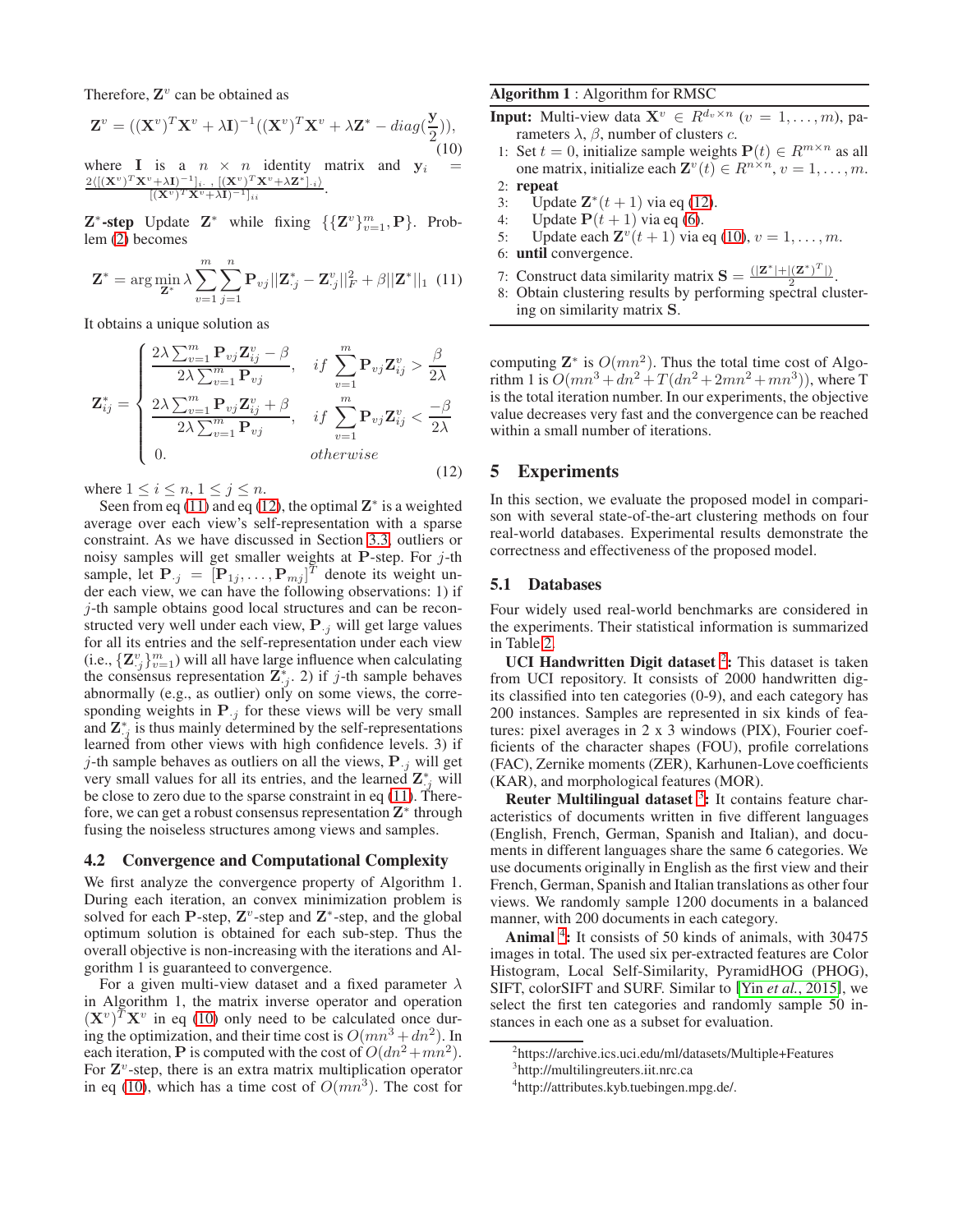Therefore, $\mathbf{Z}^v$ can be obtained as

$$\mathbf{Z}^v = ((\mathbf{X}^v)^T\mathbf{X}^v + \lambda\mathbf{I})^{-1}((\mathbf{X}^v)^T\mathbf{X}^v + \lambda\mathbf{Z}^* - diag(\frac{\mathbf{y}}{2})), \tag{10}$$

where $\mathbf{I}$ is a $n \times n$ identity matrix and $\mathbf{y}_i = \frac{2\langle[(\mathbf{X}^v)^T\mathbf{X}^v+\lambda\mathbf{I})^{-1}]_{i\cdot}, [(\mathbf{X}^v)^T\mathbf{X}^v+\lambda\mathbf{Z}^*]_{\cdot i}\rangle}{[(\mathbf{X}^v)^T\mathbf{X}^v+\lambda\mathbf{I})^{-1}]_{ii}}$.

**$\mathbf{Z}^*$-step** Update $\mathbf{Z}^*$ while fixing $\{\{\mathbf{Z}^v\}_{v=1}^m, \mathbf{P}\}$. Problem (2) becomes

$$\mathbf{Z}^* = \arg\min_{\mathbf{Z}^*} \lambda \sum_{v=1}^{m}\sum_{j=1}^{n} \mathbf{P}_{vj}||\mathbf{Z}^*_{\cdot j} - \mathbf{Z}^v_{\cdot j}||_F^2 + \beta||\mathbf{Z}^*||_1 \tag{11}$$

It obtains a unique solution as

$$\mathbf{Z}^*_{ij} = \begin{cases} \frac{2\lambda\sum_{v=1}^m \mathbf{P}_{vj}\mathbf{Z}^v_{ij} - \beta}{2\lambda\sum_{v=1}^m \mathbf{P}_{vj}}, & if \ \sum_{v=1}^m \mathbf{P}_{vj}\mathbf{Z}^v_{ij} > \frac{\beta}{2\lambda} \\ \frac{2\lambda\sum_{v=1}^m \mathbf{P}_{vj}\mathbf{Z}^v_{ij} + \beta}{2\lambda\sum_{v=1}^m \mathbf{P}_{vj}}, & if \ \sum_{v=1}^m \mathbf{P}_{vj}\mathbf{Z}^v_{ij} < \frac{-\beta}{2\lambda} \\ 0. & otherwise \end{cases} \tag{12}$$

where $1 \leq i \leq n, 1 \leq j \leq n$.

Seen from eq (11) and eq (12), the optimal $\mathbf{Z}^*$ is a weighted average over each view's self-representation with a sparse constraint. As we have discussed in Section 3.3, outliers or noisy samples will get smaller weights at $\mathbf{P}$-step. For $j$-th sample, let $\mathbf{P}_{\cdot j} = [\mathbf{P}_{1j}, \dots, \mathbf{P}_{mj}]^T$ denote its weight under each view, we can have the following observations: 1) if $j$-th sample obtains good local structures and can be reconstructed very well under each view, $\mathbf{P}_{\cdot j}$ will get large values for all its entries and the self-representation under each view (i.e., $\{\mathbf{Z}^v_{\cdot j}\}_{v=1}^m$) will all have large influence when calculating the consensus representation $\mathbf{Z}^*_{\cdot j}$. 2) if $j$-th sample behaves abnormally (e.g., as outlier) only on some views, the corresponding weights in $\mathbf{P}_{\cdot j}$ for these views will be very small and $\mathbf{Z}^*_{\cdot j}$ is thus mainly determined by the self-representations learned from other views with high confidence levels. 3) if $j$-th sample behaves as outliers on all the views, $\mathbf{P}_{\cdot j}$ will get very small values for all its entries, and the learned $\mathbf{Z}^*_{\cdot j}$ will be close to zero due to the sparse constraint in eq (11). Therefore, we can get a robust consensus representation $\mathbf{Z}^*$ through fusing the noiseless structures among views and samples.

### 4.2 Convergence and Computational Complexity

We first analyze the convergence property of Algorithm 1. During each iteration, an convex minimization problem is solved for each $\mathbf{P}$-step, $\mathbf{Z}^v$-step and $\mathbf{Z}^*$-step, and the global optimum solution is obtained for each sub-step. Thus the overall objective is non-increasing with the iterations and Algorithm 1 is guaranteed to convergence.

For a given multi-view dataset and a fixed parameter $\lambda$ in Algorithm 1, the matrix inverse operator and operation $(\mathbf{X}^v)^T\mathbf{X}^v$ in eq (10) only need to be calculated once during the optimization, and their time cost is $O(mn^3 + dn^2)$. In each iteration, $\mathbf{P}$ is computed with the cost of $O(dn^2 + mn^2)$. For $\mathbf{Z}^v$-step, there is an extra matrix multiplication operator in eq (10), which has a time cost of $O(mn^3)$. The cost for computing $\mathbf{Z}^*$ is $O(mn^2)$. Thus the total time cost of Algorithm 1 is $O(mn^3 + dn^2 + T(dn^2 + 2mn^2 + mn^3))$, where T is the total iteration number. In our experiments, the objective value decreases very fast and the convergence can be reached within a small number of iterations.

---

**Algorithm 1** : Algorithm for RMSC

**Input:** Multi-view data $\mathbf{X}^v \in R^{d_v \times n}$ $(v = 1, \dots, m)$, parameters $\lambda$, $\beta$, number of clusters $c$.

1: Set $t = 0$, initialize sample weights $\mathbf{P}(t) \in R^{m \times n}$ as all one matrix, initialize each $\mathbf{Z}^v(t) \in R^{n \times n}$, $v = 1, \dots, m$.
2: **repeat**
3: &nbsp;&nbsp;&nbsp;Update $\mathbf{Z}^*(t+1)$ via eq (12).
4: &nbsp;&nbsp;&nbsp;Update $\mathbf{P}(t+1)$ via eq (6).
5: &nbsp;&nbsp;&nbsp;Update each $\mathbf{Z}^v(t+1)$ via eq (10), $v = 1, \dots, m$.
6: **until** convergence.
7: Construct data similarity matrix $\mathbf{S} = \frac{(|\mathbf{Z}^*| + |(\mathbf{Z}^*)^T|)}{2}$.
8: Obtain clustering results by performing spectral clustering on similarity matrix $\mathbf{S}$.

---

## 5 Experiments

In this section, we evaluate the proposed model in comparison with several state-of-the-art clustering methods on four real-world databases. Experimental results demonstrate the correctness and effectiveness of the proposed model.

### 5.1 Databases

Four widely used real-world benchmarks are considered in the experiments. Their statistical information is summarized in Table 2.

**UCI Handwritten Digit dataset** [2]**:** This dataset is taken from UCI repository. It consists of 2000 handwritten digits classified into ten categories (0-9), and each category has 200 instances. Samples are represented in six kinds of features: pixel averages in 2 x 3 windows (PIX), Fourier coefficients of the character shapes (FOU), profile correlations (FAC), Zernike moments (ZER), Karhunen-Love coefficients (KAR), and morphological features (MOR).

**Reuter Multilingual dataset** [3]**:** It contains feature characteristics of documents written in five different languages (English, French, German, Spanish and Italian), and documents in different languages share the same 6 categories. We use documents originally in English as the first view and their French, German, Spanish and Italian translations as other four views. We randomly sample 1200 documents in a balanced manner, with 200 documents in each category.

**Animal** [4]**:** It consists of 50 kinds of animals, with 30475 images in total. The used six per-extracted features are Color Histogram, Local Self-Similarity, PyramidHOG (PHOG), SIFT, colorSIFT and SURF. Similar to [Yin *et al.*, 2015], we select the first ten categories and randomly sample 50 instances in each one as a subset for evaluation.

[2] https://archive.ics.uci.edu/ml/datasets/Multiple+Features

[3] http://multilingreuters.iit.nrc.ca

[4] http://attributes.kyb.tuebingen.mpg.de/.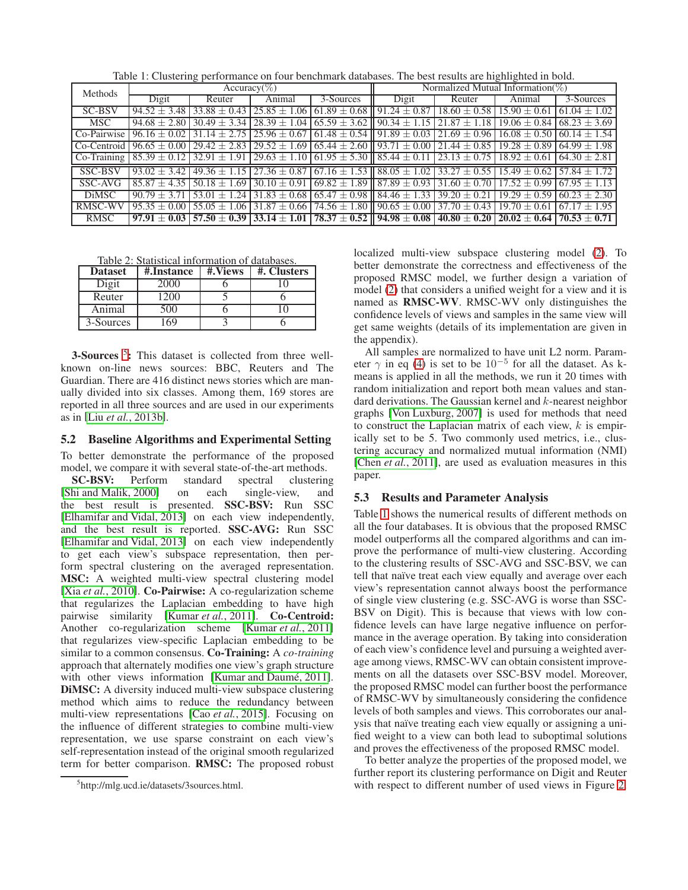Table 1: Clustering performance on four benchmark databases. The best results are highlighted in bold.

| Methods | Accuracy(%) | | | | Normalized Mutual Information(%) | | | |
|---|---|---|---|---|---|---|---|---|
| | Digit | Reuter | Animal | 3-Sources | Digit | Reuter | Animal | 3-Sources |
| SC-BSV | $94.52 \pm 3.48$ | $33.88 \pm 0.43$ | $25.85 \pm 1.06$ | $61.89 \pm 0.68$ | $91.24 \pm 0.87$ | $18.60 \pm 0.58$ | $15.90 \pm 0.61$ | $61.04 \pm 1.02$ |
| MSC | $94.68 \pm 2.80$ | $30.49 \pm 3.34$ | $28.39 \pm 1.04$ | $65.59 \pm 3.62$ | $90.34 \pm 1.15$ | $21.87 \pm 1.18$ | $19.06 \pm 0.84$ | $68.23 \pm 3.69$ |
| Co-Pairwise | $96.16 \pm 0.02$ | $31.14 \pm 2.75$ | $25.96 \pm 0.67$ | $61.48 \pm 0.54$ | $91.89 \pm 0.03$ | $21.69 \pm 0.96$ | $16.08 \pm 0.50$ | $60.14 \pm 1.54$ |
| Co-Centroid | $96.65 \pm 0.00$ | $29.42 \pm 2.83$ | $29.52 \pm 1.69$ | $65.44 \pm 2.60$ | $93.71 \pm 0.00$ | $21.44 \pm 0.85$ | $19.28 \pm 0.89$ | $64.99 \pm 1.98$ |
| Co-Training | $85.39 \pm 0.12$ | $32.91 \pm 1.91$ | $29.63 \pm 1.10$ | $61.95 \pm 5.30$ | $85.44 \pm 0.11$ | $23.13 \pm 0.75$ | $18.92 \pm 0.61$ | $64.30 \pm 2.81$ |
| SSC-BSV | $93.02 \pm 3.42$ | $49.36 \pm 1.15$ | $27.36 \pm 0.87$ | $67.16 \pm 1.53$ | $88.05 \pm 1.02$ | $33.27 \pm 0.55$ | $15.49 \pm 0.62$ | $57.84 \pm 1.72$ |
| SSC-AVG | $85.87 \pm 4.35$ | $50.18 \pm 1.69$ | $30.10 \pm 0.91$ | $69.82 \pm 1.89$ | $87.89 \pm 0.93$ | $31.60 \pm 0.70$ | $17.52 \pm 0.99$ | $67.95 \pm 1.13$ |
| DiMSC | $90.79 \pm 3.71$ | $53.01 \pm 1.24$ | $31.83 \pm 0.68$ | $65.47 \pm 0.98$ | $84.46 \pm 1.33$ | $39.20 \pm 0.21$ | $19.29 \pm 0.59$ | $60.23 \pm 2.30$ |
| RMSC-WV | $95.35 \pm 0.00$ | $55.05 \pm 1.06$ | $31.87 \pm 0.66$ | $74.56 \pm 1.80$ | $90.65 \pm 0.00$ | $37.70 \pm 0.43$ | $19.70 \pm 0.61$ | $67.17 \pm 1.95$ |
| RMSC | **$97.91 \pm 0.03$** | **$57.50 \pm 0.39$** | **$33.14 \pm 1.01$** | **$78.37 \pm 0.52$** | **$94.98 \pm 0.08$** | **$40.80 \pm 0.20$** | **$20.02 \pm 0.64$** | **$70.53 \pm 0.71$** |

Table 2: Statistical information of databases.

| Dataset | #.Instance | #.Views | #. Clusters |
|---|---|---|---|
| Digit | 2000 | 6 | 10 |
| Reuter | 1200 | 5 | 6 |
| Animal | 500 | 6 | 10 |
| 3-Sources | 169 | 3 | 6 |

**3-Sources** [5]**:** This dataset is collected from three well-known on-line news sources: BBC, Reuters and The Guardian. There are 416 distinct news stories which are manually divided into six classes. Among them, 169 stores are reported in all three sources and are used in our experiments as in [Liu *et al.*, 2013b].

### 5.2 Baseline Algorithms and Experimental Setting

To better demonstrate the performance of the proposed model, we compare it with several state-of-the-art methods.

**SC-BSV:** Perform standard spectral clustering [Shi and Malik, 2000] on each single-view, and the best result is presented. **SSC-BSV:** Run SSC [Elhamifar and Vidal, 2013] on each view independently, and the best result is reported. **SSC-AVG:** Run SSC [Elhamifar and Vidal, 2013] on each view independently to get each view's subspace representation, then perform spectral clustering on the averaged representation. **MSC:** A weighted multi-view spectral clustering model [Xia *et al.*, 2010]. **Co-Pairwise:** A co-regularization scheme that regularizes the Laplacian embedding to have high pairwise similarity [Kumar *et al.*, 2011]. **Co-Centroid:** Another co-regularization scheme [Kumar *et al.*, 2011] that regularizes view-specific Laplacian embedding to be similar to a common consensus. **Co-Training:** A *co-training* approach that alternately modifies one view's graph structure with other views information [Kumar and Daumé, 2011]. **DiMSC:** A diversity induced multi-view subspace clustering method which aims to reduce the redundancy between multi-view representations [Cao *et al.*, 2015]. Focusing on the influence of different strategies to combine multi-view representation, we use sparse constraint on each view's self-representation instead of the original smooth regularized term for better comparison. **RMSC:** The proposed robust localized multi-view subspace clustering model (2). To better demonstrate the correctness and effectiveness of the proposed RMSC model, we further design a variation of model (2) that considers a unified weight for a view and it is named as **RMSC-WV**. RMSC-WV only distinguishes the confidence levels of views and samples in the same view will get same weights (details of its implementation are given in the appendix).

All samples are normalized to have unit L2 norm. Parameter $\gamma$ in eq (4) is set to be $10^{-5}$ for all the dataset. As k-means is applied in all the methods, we run it 20 times with random initialization and report both mean values and standard derivations. The Gaussian kernel and $k$-nearest neighbor graphs [Von Luxburg, 2007] is used for methods that need to construct the Laplacian matrix of each view, $k$ is empirically set to be 5. Two commonly used metrics, i.e., clustering accuracy and normalized mutual information (NMI) [Chen *et al.*, 2011], are used as evaluation measures in this paper.

### 5.3 Results and Parameter Analysis

Table 1 shows the numerical results of different methods on all the four databases. It is obvious that the proposed RMSC model outperforms all the compared algorithms and can improve the performance of multi-view clustering. According to the clustering results of SSC-AVG and SSC-BSV, we can tell that naïve treat each view equally and average over each view's representation cannot always boost the performance of single view clustering (e.g. SSC-AVG is worse than SSC-BSV on Digit). This is because that views with low confidence levels can have large negative influence on performance in the average operation. By taking into consideration of each view's confidence level and pursuing a weighted average among views, RMSC-WV can obtain consistent improvements on all the datasets over SSC-BSV model. Moreover, the proposed RMSC model can further boost the performance of RMSC-WV by simultaneously considering the confidence levels of both samples and views. This corroborates our analysis that naïve treating each view equally or assigning a unified weight to a view can both lead to suboptimal solutions and proves the effectiveness of the proposed RMSC model.

To better analyze the properties of the proposed model, we further report its clustering performance on Digit and Reuter with respect to different number of used views in Figure 2.

[5] http://mlg.ucd.ie/datasets/3sources.html.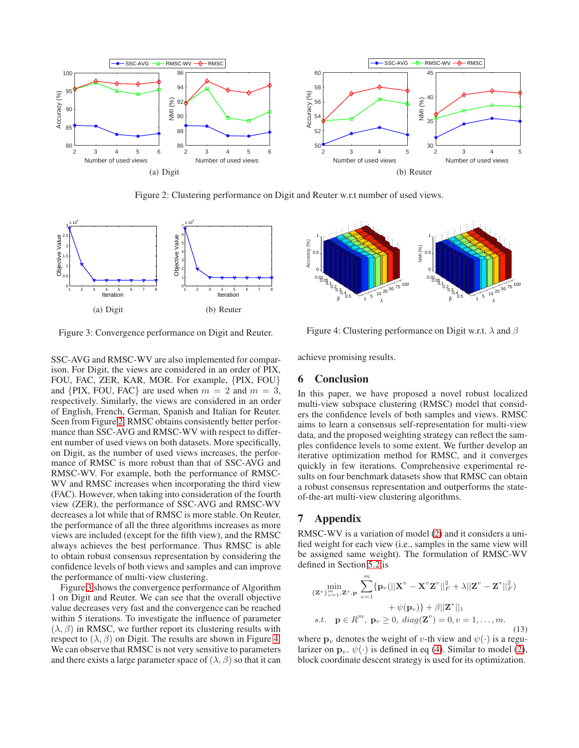Figure 2: Clustering performance on Digit and Reuter w.r.t number of used views.

Figure 3: Convergence performance on Digit and Reuter.

Figure 4: Clustering performance on Digit w.r.t. $\lambda$ and $\beta$

SSC-AVG and RMSC-WV are also implemented for comparison. For Digit, the views are considered in an order of PIX, FOU, FAC, ZER, KAR, MOR. For example, {PIX, FOU} and {PIX, FOU, FAC} are used when $m = 2$ and $m = 3$, respectively. Similarly, the views are considered in an order of English, French, German, Spanish and Italian for Reuter. Seen from Figure 2, RMSC obtains consistently better performance than SSC-AVG and RMSC-WV with respect to different number of used views on both datasets. More specifically, on Digit, as the number of used views increases, the performance of RMSC is more robust than that of SSC-AVG and RMSC-WV. For example, both the performance of RMSC-WV and RMSC increases when incorporating the third view (FAC). However, when taking into consideration of the fourth view (ZER), the performance of SSC-AVG and RMSC-WV decreases a lot while that of RMSC is more stable. On Reuter, the performance of all the three algorithms increases as more views are included (except for the fifth view), and the RMSC always achieves the best performance. Thus RMSC is able to obtain robust consensus representation by considering the confidence levels of both views and samples and can improve the performance of multi-view clustering.

Figure 3 shows the convergence performance of Algorithm 1 on Digit and Reuter. We can see that the overall objective value decreases very fast and the convergence can be reached within 5 iterations. To investigate the influence of parameter $(\lambda, \beta)$ in RMSC, we further report its clustering results with respect to $(\lambda, \beta)$ on Digit. The results are shown in Figure 4. We can observe that RMSC is not very sensitive to parameters and there exists a large parameter space of $(\lambda, \beta)$ so that it can achieve promising results.

## 6 Conclusion

In this paper, we have proposed a novel robust localized multi-view subspace clustering (RMSC) model that considers the confidence levels of both samples and views. RMSC aims to learn a consensus self-representation for multi-view data, and the proposed weighting strategy can reflect the samples confidence levels to some extent. We further develop an iterative optimization method for RMSC, and it converges quickly in few iterations. Comprehensive experimental results on four benchmark datasets show that RMSC can obtain a robust consensus representation and outperforms the state-of-the-art multi-view clustering algorithms.

## 7 Appendix

RMSC-WV is a variation of model (2) and it considers a unified weight for each view (i.e., samples in the same view will be assigned same weight). The formulation of RMSC-WV defined in Section 5.2 is

$$\min_{\{\mathbf{Z}^v\}_{v=1}^m, \mathbf{Z}^*, \mathbf{p}} \sum_{v=1}^{m} \{\mathbf{p}_v(||\mathbf{X}^v - \mathbf{X}^v\mathbf{Z}^v||_F^2 + \lambda||\mathbf{Z}^v - \mathbf{Z}^*||_F^2) + \psi(\mathbf{p}_v)\} + \beta||\mathbf{Z}^*||_1$$
$$s.t. \quad \mathbf{p} \in R^m, \ \mathbf{p}_v \geq 0, \ diag(\mathbf{Z}^v) = 0, v = 1, \ldots, m. \tag{13}$$

where $\mathbf{p}_v$ denotes the weight of $v$-th view and $\psi(\cdot)$ is a regularizer on $\mathbf{p}_v$. $\psi(\cdot)$ is defined in eq (4). Similar to model (2), block coordinate descent strategy is used for its optimization.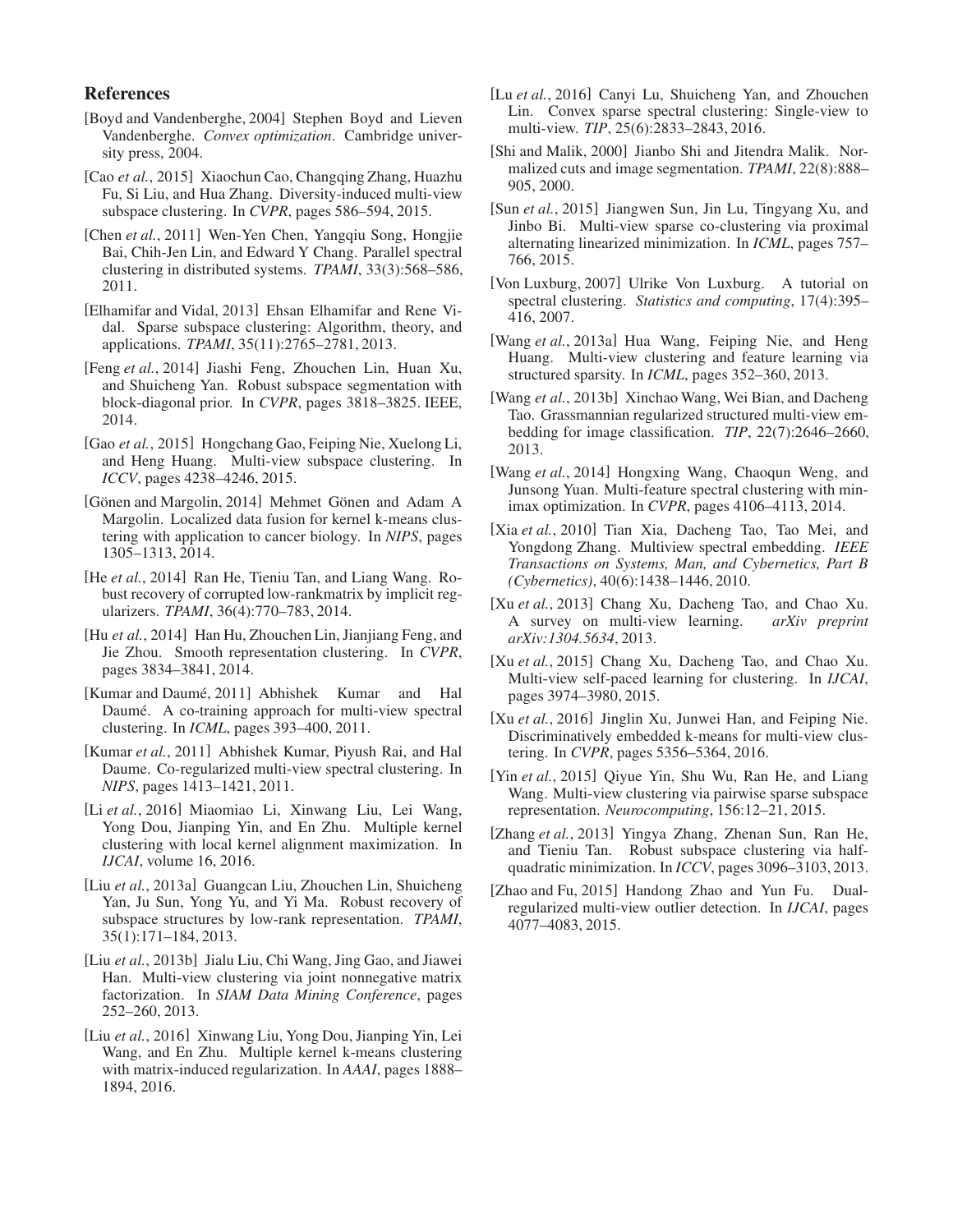## References

[Boyd and Vandenberghe, 2004] Stephen Boyd and Lieven Vandenberghe. *Convex optimization*. Cambridge university press, 2004.

[Cao *et al.*, 2015] Xiaochun Cao, Changqing Zhang, Huazhu Fu, Si Liu, and Hua Zhang. Diversity-induced multi-view subspace clustering. In *CVPR*, pages 586–594, 2015.

[Chen *et al.*, 2011] Wen-Yen Chen, Yangqiu Song, Hongjie Bai, Chih-Jen Lin, and Edward Y Chang. Parallel spectral clustering in distributed systems. *TPAMI*, 33(3):568–586, 2011.

[Elhamifar and Vidal, 2013] Ehsan Elhamifar and Rene Vidal. Sparse subspace clustering: Algorithm, theory, and applications. *TPAMI*, 35(11):2765–2781, 2013.

[Feng *et al.*, 2014] Jiashi Feng, Zhouchen Lin, Huan Xu, and Shuicheng Yan. Robust subspace segmentation with block-diagonal prior. In *CVPR*, pages 3818–3825. IEEE, 2014.

[Gao *et al.*, 2015] Hongchang Gao, Feiping Nie, Xuelong Li, and Heng Huang. Multi-view subspace clustering. In *ICCV*, pages 4238–4246, 2015.

[Gönen and Margolin, 2014] Mehmet Gönen and Adam A Margolin. Localized data fusion for kernel k-means clustering with application to cancer biology. In *NIPS*, pages 1305–1313, 2014.

[He *et al.*, 2014] Ran He, Tieniu Tan, and Liang Wang. Robust recovery of corrupted low-rankmatrix by implicit regularizers. *TPAMI*, 36(4):770–783, 2014.

[Hu *et al.*, 2014] Han Hu, Zhouchen Lin, Jianjiang Feng, and Jie Zhou. Smooth representation clustering. In *CVPR*, pages 3834–3841, 2014.

[Kumar and Daumé, 2011] Abhishek Kumar and Hal Daumé. A co-training approach for multi-view spectral clustering. In *ICML*, pages 393–400, 2011.

[Kumar *et al.*, 2011] Abhishek Kumar, Piyush Rai, and Hal Daume. Co-regularized multi-view spectral clustering. In *NIPS*, pages 1413–1421, 2011.

[Li *et al.*, 2016] Miaomiao Li, Xinwang Liu, Lei Wang, Yong Dou, Jianping Yin, and En Zhu. Multiple kernel clustering with local kernel alignment maximization. In *IJCAI*, volume 16, 2016.

[Liu *et al.*, 2013a] Guangcan Liu, Zhouchen Lin, Shuicheng Yan, Ju Sun, Yong Yu, and Yi Ma. Robust recovery of subspace structures by low-rank representation. *TPAMI*, 35(1):171–184, 2013.

[Liu *et al.*, 2013b] Jialu Liu, Chi Wang, Jing Gao, and Jiawei Han. Multi-view clustering via joint nonnegative matrix factorization. In *SIAM Data Mining Conference*, pages 252–260, 2013.

[Liu *et al.*, 2016] Xinwang Liu, Yong Dou, Jianping Yin, Lei Wang, and En Zhu. Multiple kernel k-means clustering with matrix-induced regularization. In *AAAI*, pages 1888–1894, 2016.

[Lu *et al.*, 2016] Canyi Lu, Shuicheng Yan, and Zhouchen Lin. Convex sparse spectral clustering: Single-view to multi-view. *TIP*, 25(6):2833–2843, 2016.

[Shi and Malik, 2000] Jianbo Shi and Jitendra Malik. Normalized cuts and image segmentation. *TPAMI*, 22(8):888–905, 2000.

[Sun *et al.*, 2015] Jiangwen Sun, Jin Lu, Tingyang Xu, and Jinbo Bi. Multi-view sparse co-clustering via proximal alternating linearized minimization. In *ICML*, pages 757–766, 2015.

[Von Luxburg, 2007] Ulrike Von Luxburg. A tutorial on spectral clustering. *Statistics and computing*, 17(4):395–416, 2007.

[Wang *et al.*, 2013a] Hua Wang, Feiping Nie, and Heng Huang. Multi-view clustering and feature learning via structured sparsity. In *ICML*, pages 352–360, 2013.

[Wang *et al.*, 2013b] Xinchao Wang, Wei Bian, and Dacheng Tao. Grassmannian regularized structured multi-view embedding for image classification. *TIP*, 22(7):2646–2660, 2013.

[Wang *et al.*, 2014] Hongxing Wang, Chaoqun Weng, and Junsong Yuan. Multi-feature spectral clustering with minimax optimization. In *CVPR*, pages 4106–4113, 2014.

[Xia *et al.*, 2010] Tian Xia, Dacheng Tao, Tao Mei, and Yongdong Zhang. Multiview spectral embedding. *IEEE Transactions on Systems, Man, and Cybernetics, Part B (Cybernetics)*, 40(6):1438–1446, 2010.

[Xu *et al.*, 2013] Chang Xu, Dacheng Tao, and Chao Xu. A survey on multi-view learning. *arXiv preprint arXiv:1304.5634*, 2013.

[Xu *et al.*, 2015] Chang Xu, Dacheng Tao, and Chao Xu. Multi-view self-paced learning for clustering. In *IJCAI*, pages 3974–3980, 2015.

[Xu *et al.*, 2016] Jinglin Xu, Junwei Han, and Feiping Nie. Discriminatively embedded k-means for multi-view clustering. In *CVPR*, pages 5356–5364, 2016.

[Yin *et al.*, 2015] Qiyue Yin, Shu Wu, Ran He, and Liang Wang. Multi-view clustering via pairwise sparse subspace representation. *Neurocomputing*, 156:12–21, 2015.

[Zhang *et al.*, 2013] Yingya Zhang, Zhenan Sun, Ran He, and Tieniu Tan. Robust subspace clustering via half-quadratic minimization. In *ICCV*, pages 3096–3103, 2013.

[Zhao and Fu, 2015] Handong Zhao and Yun Fu. Dual-regularized multi-view outlier detection. In *IJCAI*, pages 4077–4083, 2015.